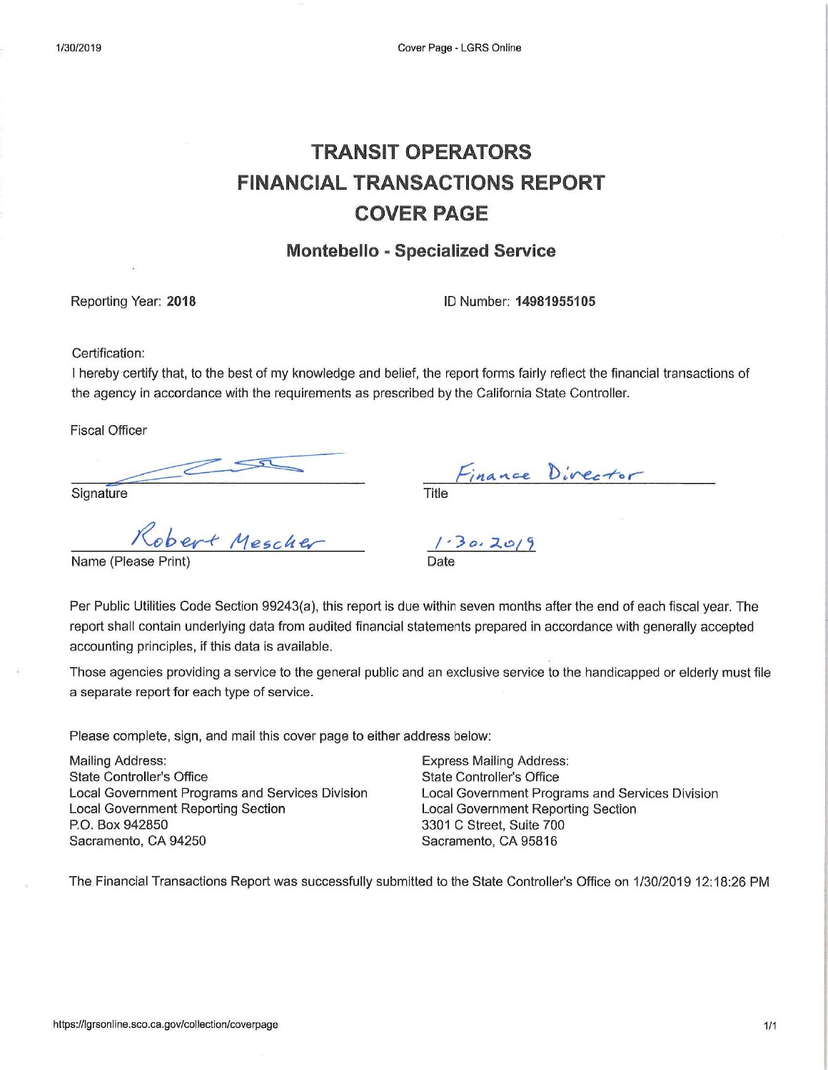# TRANSIT OPERATORS
# FINANCIAL TRANSACTIONS REPORT
# COVER PAGE

## Montebello - Specialized Service

Reporting Year: **2018**

ID Number: **14981955105**

Certification:

I hereby certify that, to the best of my knowledge and belief, the report forms fairly reflect the financial transactions of the agency in accordance with the requirements as prescribed by the California State Controller.

Fiscal Officer

| | |
|---|---|
| *(signature)* | Finance Director |
| Signature | Title |
| Robert Mescher | 1.30.2019 |
| Name (Please Print) | Date |

Per Public Utilities Code Section 99243(a), this report is due within seven months after the end of each fiscal year. The report shall contain underlying data from audited financial statements prepared in accordance with generally accepted accounting principles, if this data is available.

Those agencies providing a service to the general public and an exclusive service to the handicapped or elderly must file a separate report for each type of service.

Please complete, sign, and mail this cover page to either address below:

Mailing Address:
State Controller's Office
Local Government Programs and Services Division
Local Government Reporting Section
P.O. Box 942850
Sacramento, CA 94250

Express Mailing Address:
State Controller's Office
Local Government Programs and Services Division
Local Government Reporting Section
3301 C Street, Suite 700
Sacramento, CA 95816

The Financial Transactions Report was successfully submitted to the State Controller's Office on 1/30/2019 12:18:26 PM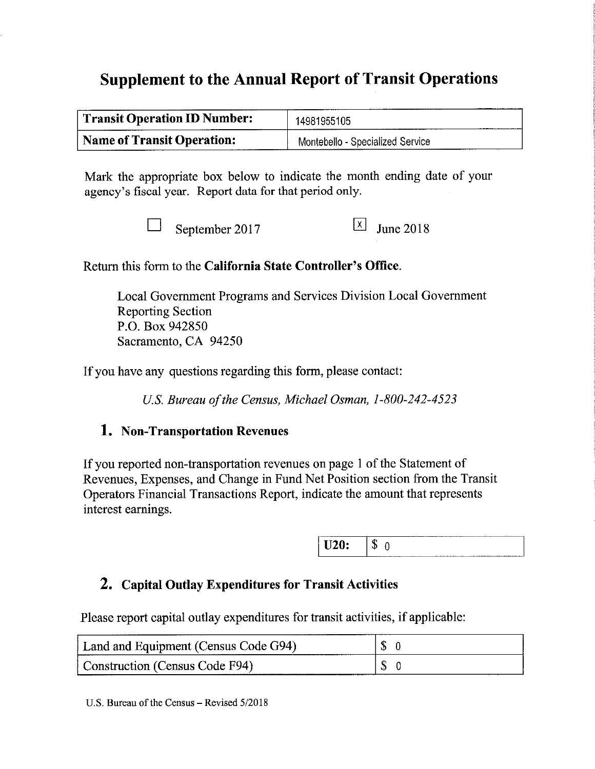# Supplement to the Annual Report of Transit Operations

| Transit Operation ID Number: | 14981955105 |
|---|---|
| **Name of Transit Operation:** | Montebello - Specialized Service |

Mark the appropriate box below to indicate the month ending date of your agency's fiscal year. Report data for that period only.

☐ September 2017 ☒ June 2018

Return this form to the **California State Controller's Office**.

Local Government Programs and Services Division Local Government Reporting Section
P.O. Box 942850
Sacramento, CA 94250

If you have any questions regarding this form, please contact:

*U.S. Bureau of the Census, Michael Osman, 1-800-242-4523*

## 1. Non-Transportation Revenues

If you reported non-transportation revenues on page 1 of the Statement of Revenues, Expenses, and Change in Fund Net Position section from the Transit Operators Financial Transactions Report, indicate the amount that represents interest earnings.

| U20: | $ 0 |
|---|---|

## 2. Capital Outlay Expenditures for Transit Activities

Please report capital outlay expenditures for transit activities, if applicable:

| Land and Equipment (Census Code G94) | $ 0 |
|---|---|
| Construction (Census Code F94) | $ 0 |

U.S. Bureau of the Census – Revised 5/2018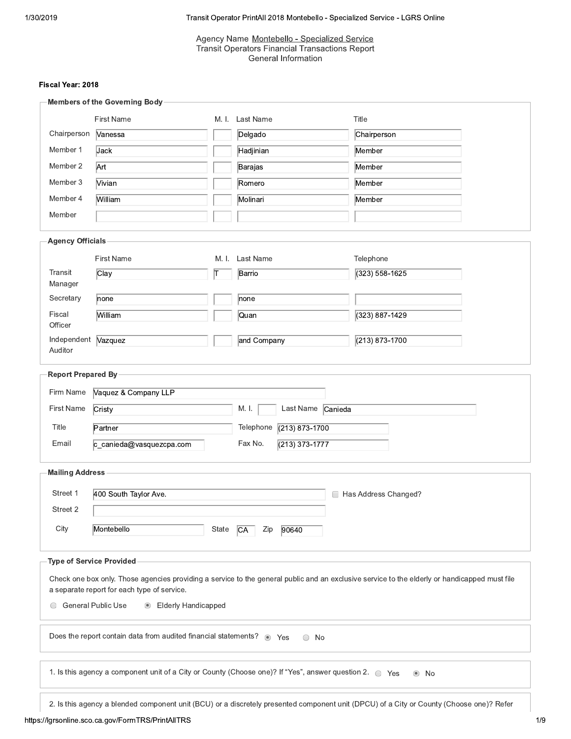Agency Name Montebello - Specialized Service
Transit Operators Financial Transactions Report
General Information

**Fiscal Year: 2018**

### Members of the Governing Body

| | First Name | M. I. | Last Name | Title |
|---|---|---|---|---|
| Chairperson | Vanessa | | Delgado | Chairperson |
| Member 1 | Jack | | Hadjinian | Member |
| Member 2 | Art | | Barajas | Member |
| Member 3 | Vivian | | Romero | Member |
| Member 4 | William | | Molinari | Member |
| Member | | | | |

### Agency Officials

| | First Name | M. I. | Last Name | Telephone |
|---|---|---|---|---|
| Transit Manager | Clay | T | Barrio | (323) 558-1625 |
| Secretary | none | | none | |
| Fiscal Officer | William | | Quan | (323) 887-1429 |
| Independent Auditor | Vazquez | | and Company | (213) 873-1700 |

### Report Prepared By

| | | | |
|---|---|---|---|
| Firm Name | Vaquez & Company LLP | | |
| First Name | Cristy | M. I. | |
| Last Name | Canieda | | |
| Title | Partner | Telephone | (213) 873-1700 |
| Email | c_canieda@vasquezcpa.com | Fax No. | (213) 373-1777 |

### Mailing Address

| | | | |
|---|---|---|---|
| Street 1 | 400 South Taylor Ave. | Has Address Changed? | ☐ |
| Street 2 | | | |
| City | Montebello | State | CA |
| Zip | 90640 | | |

### Type of Service Provided

Check one box only. Those agencies providing a service to the general public and an exclusive service to the elderly or handicapped must file a separate report for each type of service.

○ General Public Use ◉ Elderly Handicapped

Does the report contain data from audited financial statements? ◉ Yes ○ No

1. Is this agency a component unit of a City or County (Choose one)? If "Yes", answer question 2. ○ Yes ◉ No

2. Is this agency a blended component unit (BCU) or a discretely presented component unit (DPCU) of a City or County (Choose one)? Refer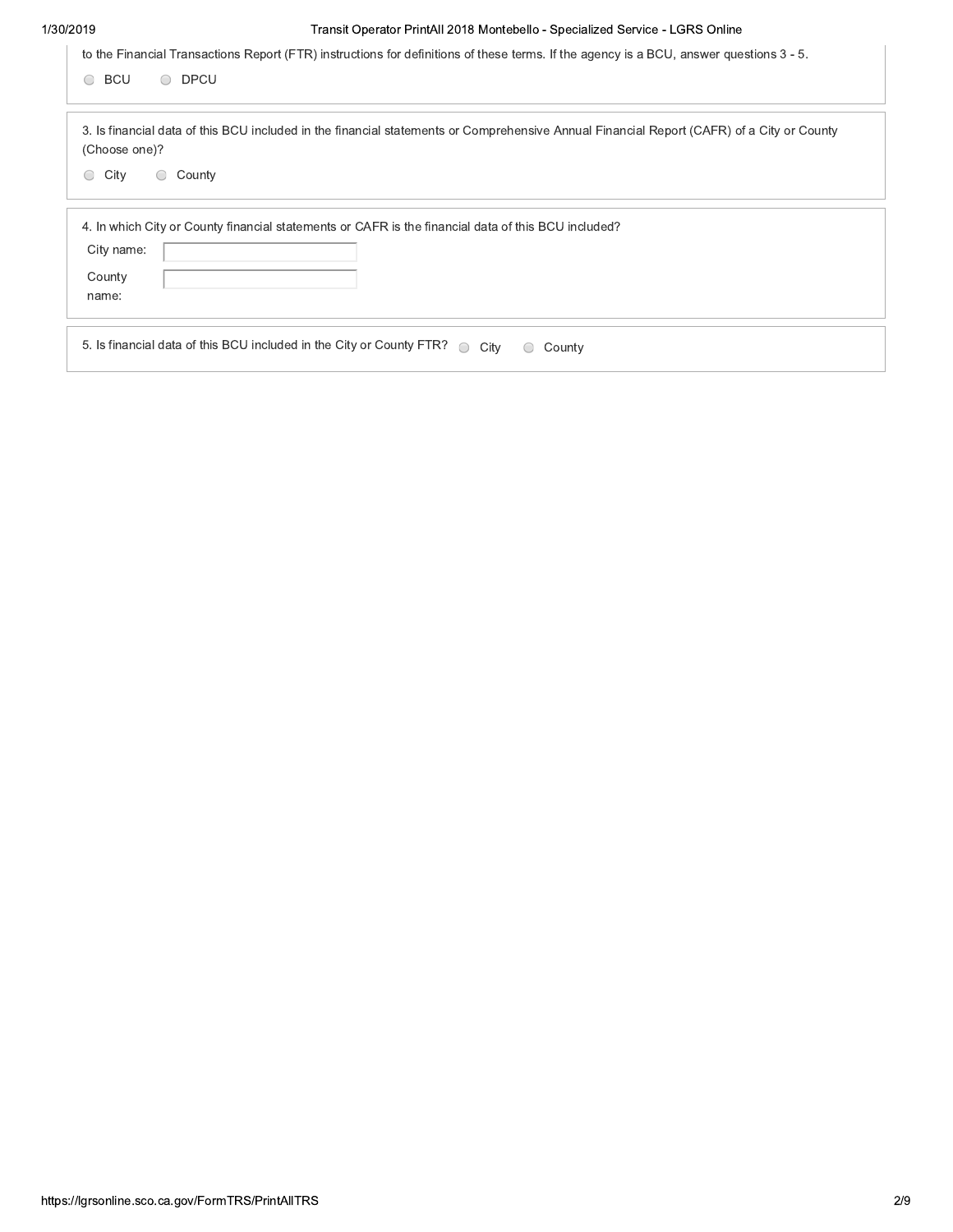to the Financial Transactions Report (FTR) instructions for definitions of these terms. If the agency is a BCU, answer questions 3 - 5.

○ BCU ○ DPCU

3. Is financial data of this BCU included in the financial statements or Comprehensive Annual Financial Report (CAFR) of a City or County (Choose one)?

○ City ○ County

4. In which City or County financial statements or CAFR is the financial data of this BCU included?

City name:

County name:

5. Is financial data of this BCU included in the City or County FTR? ○ City ○ County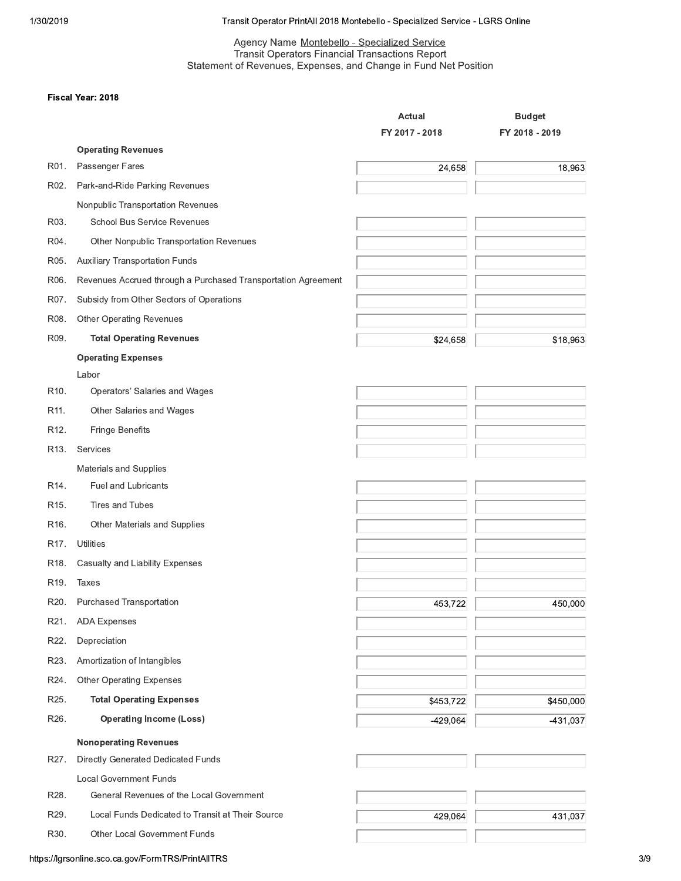Agency Name Montebello - Specialized Service
Transit Operators Financial Transactions Report
Statement of Revenues, Expenses, and Change in Fund Net Position

**Fiscal Year: 2018**

| | | Actual FY 2017 - 2018 | Budget FY 2018 - 2019 |
|---|---|---|---|
| | **Operating Revenues** | | |
| R01. | Passenger Fares | 24,658 | 18,963 |
| R02. | Park-and-Ride Parking Revenues | | |
| | Nonpublic Transportation Revenues | | |
| R03. | School Bus Service Revenues | | |
| R04. | Other Nonpublic Transportation Revenues | | |
| R05. | Auxiliary Transportation Funds | | |
| R06. | Revenues Accrued through a Purchased Transportation Agreement | | |
| R07. | Subsidy from Other Sectors of Operations | | |
| R08. | Other Operating Revenues | | |
| R09. | **Total Operating Revenues** | $24,658 | $18,963 |
| | **Operating Expenses** | | |
| | Labor | | |
| R10. | Operators' Salaries and Wages | | |
| R11. | Other Salaries and Wages | | |
| R12. | Fringe Benefits | | |
| R13. | Services | | |
| | Materials and Supplies | | |
| R14. | Fuel and Lubricants | | |
| R15. | Tires and Tubes | | |
| R16. | Other Materials and Supplies | | |
| R17. | Utilities | | |
| R18. | Casualty and Liability Expenses | | |
| R19. | Taxes | | |
| R20. | Purchased Transportation | 453,722 | 450,000 |
| R21. | ADA Expenses | | |
| R22. | Depreciation | | |
| R23. | Amortization of Intangibles | | |
| R24. | Other Operating Expenses | | |
| R25. | **Total Operating Expenses** | $453,722 | $450,000 |
| R26. | **Operating Income (Loss)** | -429,064 | -431,037 |
| | **Nonoperating Revenues** | | |
| R27. | Directly Generated Dedicated Funds | | |
| | Local Government Funds | | |
| R28. | General Revenues of the Local Government | | |
| R29. | Local Funds Dedicated to Transit at Their Source | 429,064 | 431,037 |
| R30. | Other Local Government Funds | | |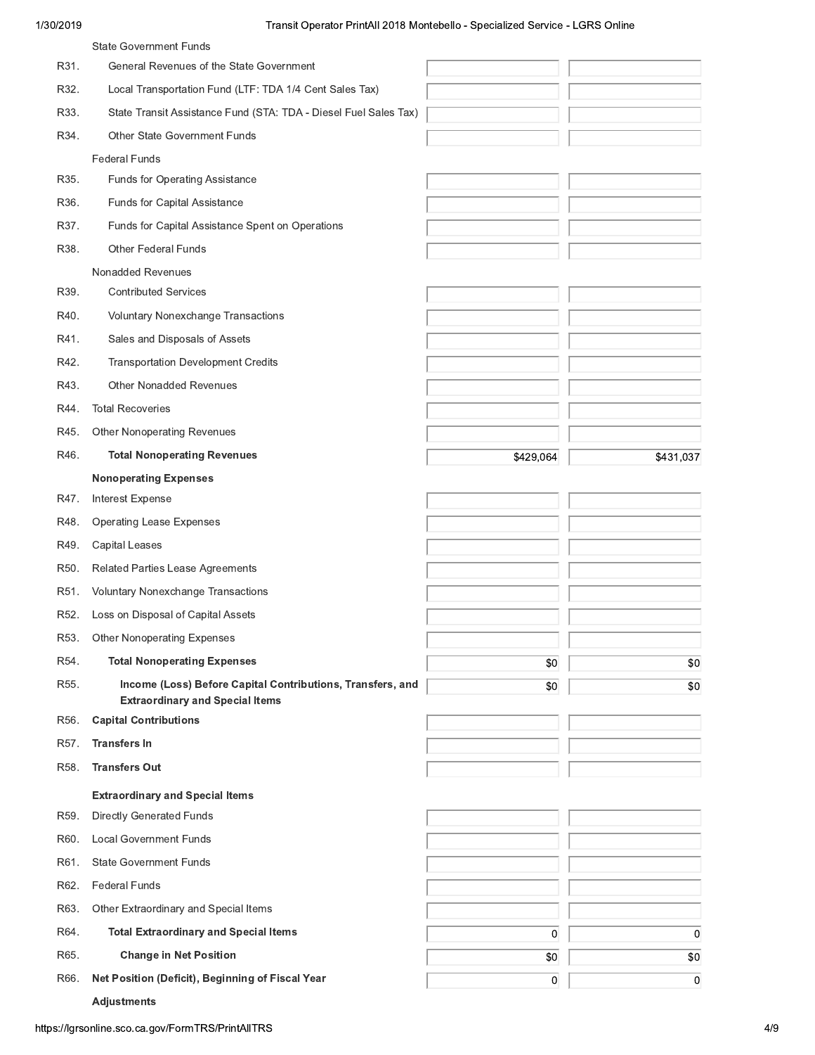| | | | |
|---|---|---|---|
| | State Government Funds | | |
| R31. | General Revenues of the State Government | | |
| R32. | Local Transportation Fund (LTF: TDA 1/4 Cent Sales Tax) | | |
| R33. | State Transit Assistance Fund (STA: TDA - Diesel Fuel Sales Tax) | | |
| R34. | Other State Government Funds | | |
| | Federal Funds | | |
| R35. | Funds for Operating Assistance | | |
| R36. | Funds for Capital Assistance | | |
| R37. | Funds for Capital Assistance Spent on Operations | | |
| R38. | Other Federal Funds | | |
| | Nonadded Revenues | | |
| R39. | Contributed Services | | |
| R40. | Voluntary Nonexchange Transactions | | |
| R41. | Sales and Disposals of Assets | | |
| R42. | Transportation Development Credits | | |
| R43. | Other Nonadded Revenues | | |
| R44. | Total Recoveries | | |
| R45. | Other Nonoperating Revenues | | |
| R46. | **Total Nonoperating Revenues** | $429,064 | $431,037 |
| | **Nonoperating Expenses** | | |
| R47. | Interest Expense | | |
| R48. | Operating Lease Expenses | | |
| R49. | Capital Leases | | |
| R50. | Related Parties Lease Agreements | | |
| R51. | Voluntary Nonexchange Transactions | | |
| R52. | Loss on Disposal of Capital Assets | | |
| R53. | Other Nonoperating Expenses | | |
| R54. | **Total Nonoperating Expenses** | $0 | $0 |
| R55. | **Income (Loss) Before Capital Contributions, Transfers, and Extraordinary and Special Items** | $0 | $0 |
| R56. | **Capital Contributions** | | |
| R57. | **Transfers In** | | |
| R58. | **Transfers Out** | | |
| | **Extraordinary and Special Items** | | |
| R59. | Directly Generated Funds | | |
| R60. | Local Government Funds | | |
| R61. | State Government Funds | | |
| R62. | Federal Funds | | |
| R63. | Other Extraordinary and Special Items | | |
| R64. | **Total Extraordinary and Special Items** | 0 | 0 |
| R65. | **Change in Net Position** | $0 | $0 |
| R66. | **Net Position (Deficit), Beginning of Fiscal Year** | 0 | 0 |
| | **Adjustments** | | |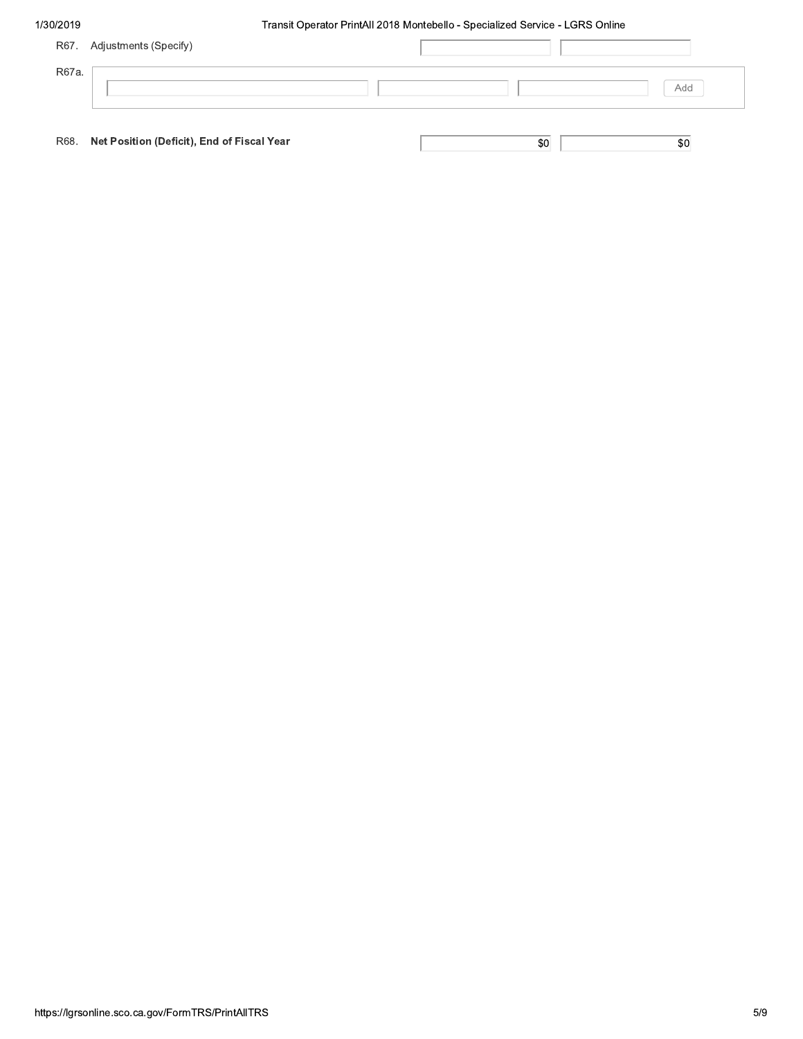| | | | | |
|---|---|---|---|---|
| R67. | Adjustments (Specify) | | | |
| R67a. | | | | Add |
| R68. | **Net Position (Deficit), End of Fiscal Year** | | $0 | $0 |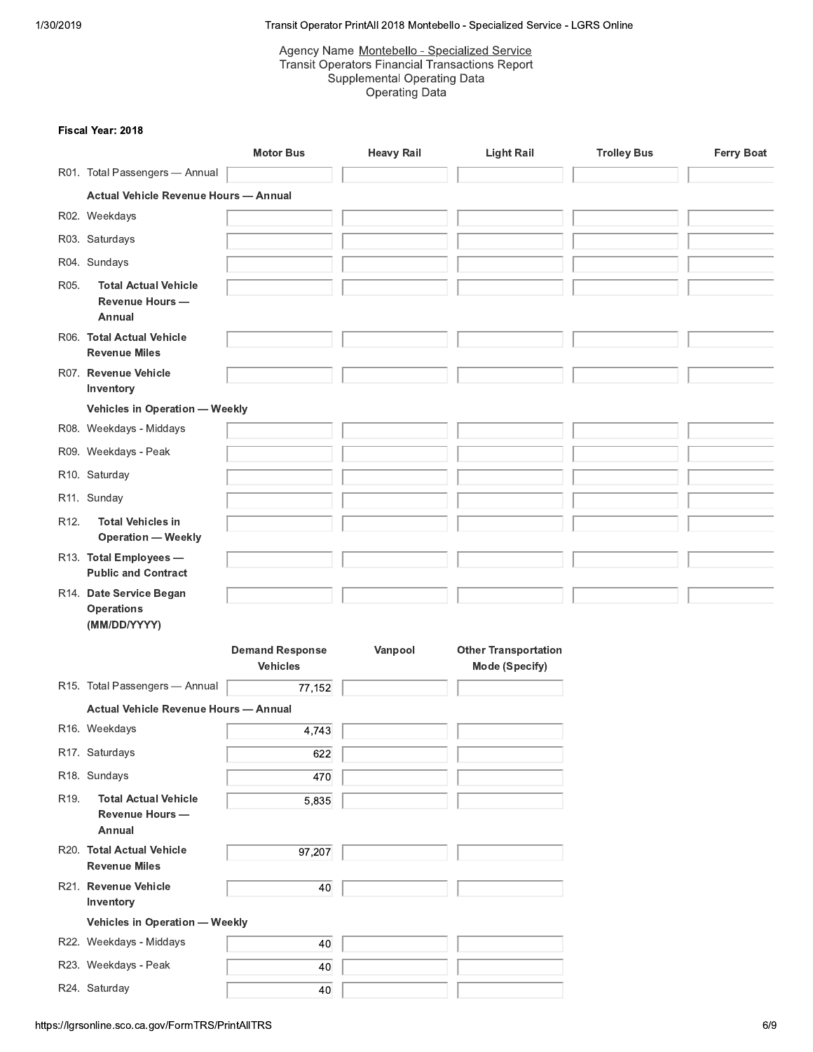Agency Name Montebello - Specialized Service
Transit Operators Financial Transactions Report
Supplemental Operating Data
Operating Data

**Fiscal Year: 2018**

| | Motor Bus | Heavy Rail | Light Rail | Trolley Bus | Ferry Boat |
|---|---|---|---|---|---|
| R01. Total Passengers — Annual | | | | | |
| **Actual Vehicle Revenue Hours — Annual** | | | | | |
| R02. Weekdays | | | | | |
| R03. Saturdays | | | | | |
| R04. Sundays | | | | | |
| R05. **Total Actual Vehicle Revenue Hours — Annual** | | | | | |
| R06. **Total Actual Vehicle Revenue Miles** | | | | | |
| R07. **Revenue Vehicle Inventory** | | | | | |
| **Vehicles in Operation — Weekly** | | | | | |
| R08. Weekdays - Middays | | | | | |
| R09. Weekdays - Peak | | | | | |
| R10. Saturday | | | | | |
| R11. Sunday | | | | | |
| R12. **Total Vehicles in Operation — Weekly** | | | | | |
| R13. **Total Employees — Public and Contract** | | | | | |
| R14. **Date Service Began Operations (MM/DD/YYYY)** | | | | | |

| | Demand Response Vehicles | Vanpool | Other Transportation Mode (Specify) |
|---|---|---|---|
| R15. Total Passengers — Annual | 77,152 | | |
| **Actual Vehicle Revenue Hours — Annual** | | | |
| R16. Weekdays | 4,743 | | |
| R17. Saturdays | 622 | | |
| R18. Sundays | 470 | | |
| R19. **Total Actual Vehicle Revenue Hours — Annual** | 5,835 | | |
| R20. **Total Actual Vehicle Revenue Miles** | 97,207 | | |
| R21. **Revenue Vehicle Inventory** | 40 | | |
| **Vehicles in Operation — Weekly** | | | |
| R22. Weekdays - Middays | 40 | | |
| R23. Weekdays - Peak | 40 | | |
| R24. Saturday | 40 | | |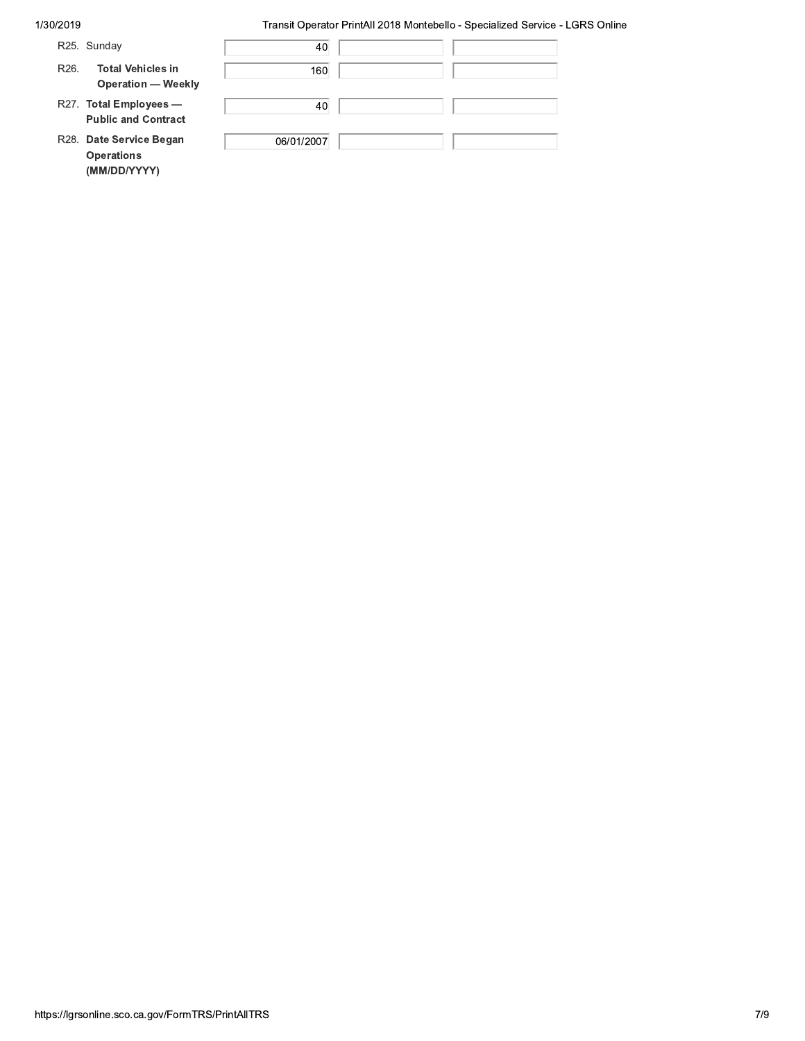| | | | |
|---|---|---|---|
| R25. Sunday | 40 | | |
| R26. **Total Vehicles in Operation — Weekly** | 160 | | |
| R27. **Total Employees — Public and Contract** | 40 | | |
| R28. **Date Service Began Operations (MM/DD/YYYY)** | 06/01/2007 | | |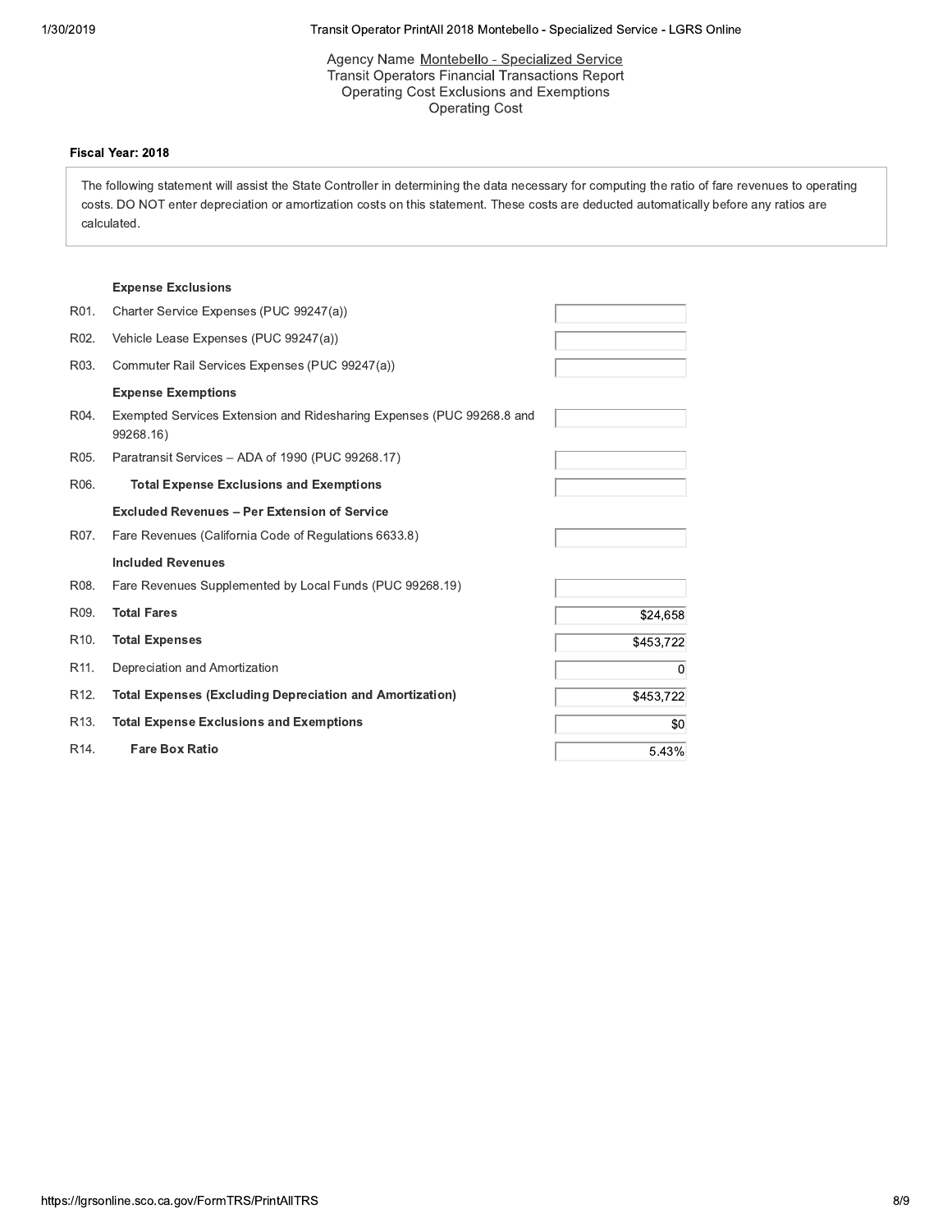Agency Name Montebello - Specialized Service
Transit Operators Financial Transactions Report
Operating Cost Exclusions and Exemptions
Operating Cost

**Fiscal Year: 2018**

The following statement will assist the State Controller in determining the data necessary for computing the ratio of fare revenues to operating costs. DO NOT enter depreciation or amortization costs on this statement. These costs are deducted automatically before any ratios are calculated.

| | | |
|---|---|---|
| | **Expense Exclusions** | |
| R01. | Charter Service Expenses (PUC 99247(a)) | |
| R02. | Vehicle Lease Expenses (PUC 99247(a)) | |
| R03. | Commuter Rail Services Expenses (PUC 99247(a)) | |
| | **Expense Exemptions** | |
| R04. | Exempted Services Extension and Ridesharing Expenses (PUC 99268.8 and 99268.16) | |
| R05. | Paratransit Services – ADA of 1990 (PUC 99268.17) | |
| R06. | **Total Expense Exclusions and Exemptions** | |
| | **Excluded Revenues – Per Extension of Service** | |
| R07. | Fare Revenues (California Code of Regulations 6633.8) | |
| | **Included Revenues** | |
| R08. | Fare Revenues Supplemented by Local Funds (PUC 99268.19) | |
| R09. | **Total Fares** | $24,658 |
| R10. | **Total Expenses** | $453,722 |
| R11. | Depreciation and Amortization | 0 |
| R12. | **Total Expenses (Excluding Depreciation and Amortization)** | $453,722 |
| R13. | **Total Expense Exclusions and Exemptions** | $0 |
| R14. | **Fare Box Ratio** | 5.43% |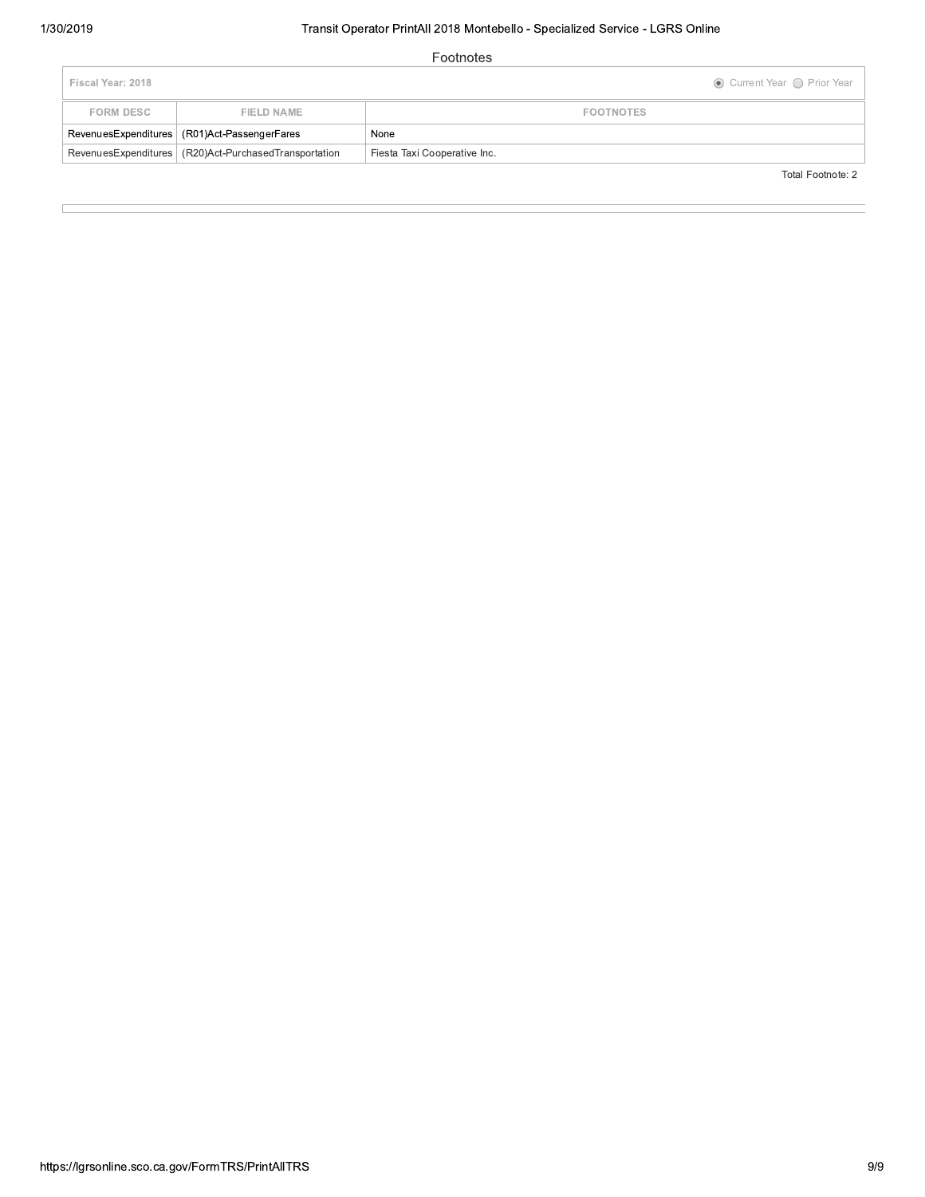## Footnotes

Fiscal Year: 2018 ◉ Current Year ◯ Prior Year

| FORM DESC | FIELD NAME | FOOTNOTES |
|---|---|---|
| RevenuesExpenditures | (R01)Act-PassengerFares | None |
| RevenuesExpenditures | (R20)Act-PurchasedTransportation | Fiesta Taxi Cooperative Inc. |

Total Footnote: 2